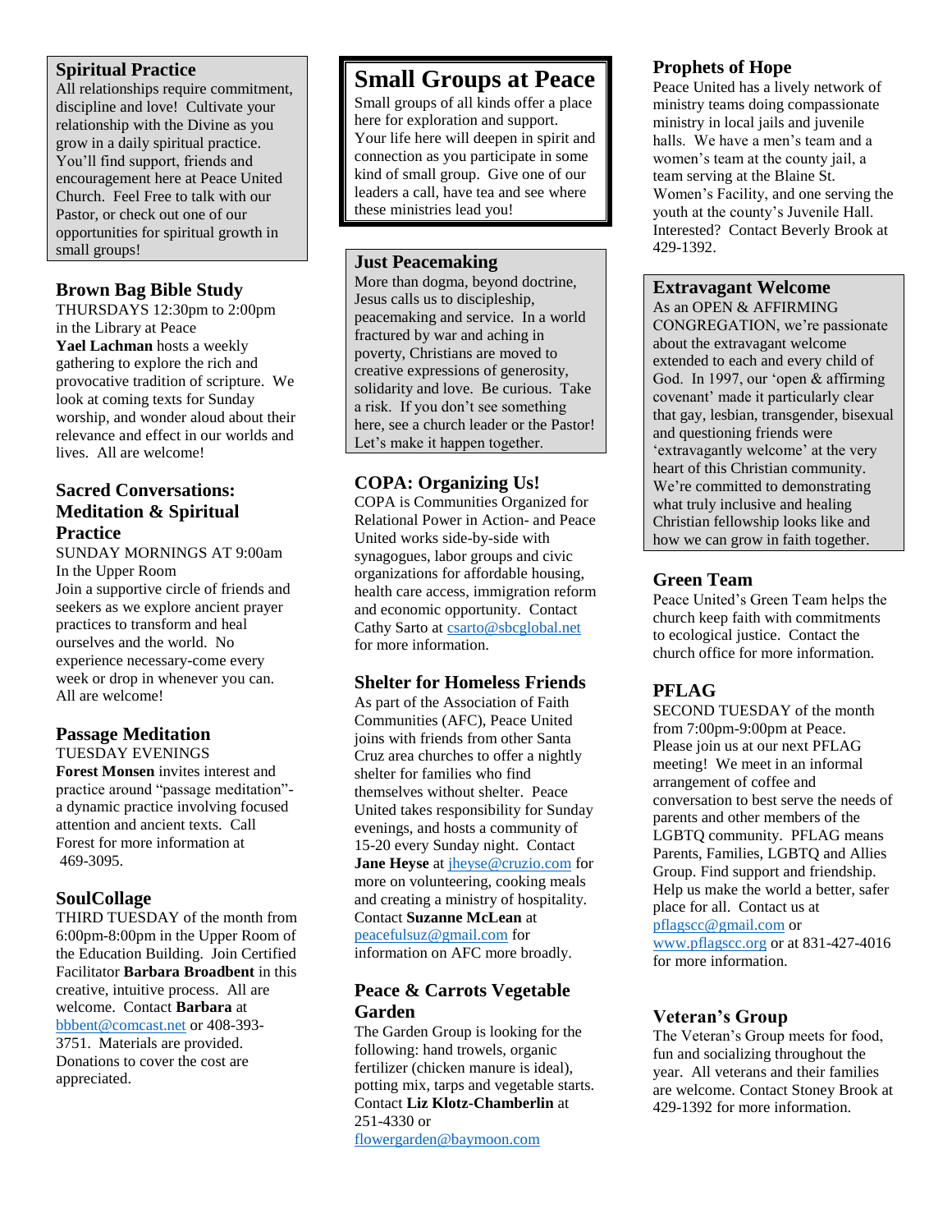## Spiritual Practice

All relationships require commitment, discipline and love! Cultivate your relationship with the Divine as you grow in a daily spiritual practice. You'll find support, friends and encouragement here at Peace United Church. Feel Free to talk with our Pastor, or check out one of our opportunities for spiritual growth in small groups!

## Brown Bag Bible Study

THURSDAYS 12:30pm to 2:00pm in the Library at Peace
**Yael Lachman** hosts a weekly gathering to explore the rich and provocative tradition of scripture. We look at coming texts for Sunday worship, and wonder aloud about their relevance and effect in our worlds and lives. All are welcome!

## Sacred Conversations: Meditation & Spiritual Practice

SUNDAY MORNINGS AT 9:00am
In the Upper Room
Join a supportive circle of friends and seekers as we explore ancient prayer practices to transform and heal ourselves and the world. No experience necessary-come every week or drop in whenever you can. All are welcome!

## Passage Meditation

TUESDAY EVENINGS
**Forest Monsen** invites interest and practice around "passage meditation"- a dynamic practice involving focused attention and ancient texts. Call Forest for more information at 469-3095.

## SoulCollage

THIRD TUESDAY of the month from 6:00pm-8:00pm in the Upper Room of the Education Building. Join Certified Facilitator **Barbara Broadbent** in this creative, intuitive process. All are welcome. Contact **Barbara** at bbbent@comcast.net or 408-393-3751. Materials are provided. Donations to cover the cost are appreciated.

# Small Groups at Peace

Small groups of all kinds offer a place here for exploration and support. Your life here will deepen in spirit and connection as you participate in some kind of small group. Give one of our leaders a call, have tea and see where these ministries lead you!

## Just Peacemaking

More than dogma, beyond doctrine, Jesus calls us to discipleship, peacemaking and service. In a world fractured by war and aching in poverty, Christians are moved to creative expressions of generosity, solidarity and love. Be curious. Take a risk. If you don't see something here, see a church leader or the Pastor! Let's make it happen together.

## COPA: Organizing Us!

COPA is Communities Organized for Relational Power in Action- and Peace United works side-by-side with synagogues, labor groups and civic organizations for affordable housing, health care access, immigration reform and economic opportunity. Contact Cathy Sarto at csarto@sbcglobal.net for more information.

## Shelter for Homeless Friends

As part of the Association of Faith Communities (AFC), Peace United joins with friends from other Santa Cruz area churches to offer a nightly shelter for families who find themselves without shelter. Peace United takes responsibility for Sunday evenings, and hosts a community of 15-20 every Sunday night. Contact **Jane Heyse** at jheyse@cruzio.com for more on volunteering, cooking meals and creating a ministry of hospitality. Contact **Suzanne McLean** at peacefulsuz@gmail.com for information on AFC more broadly.

## Peace & Carrots Vegetable Garden

The Garden Group is looking for the following: hand trowels, organic fertilizer (chicken manure is ideal), potting mix, tarps and vegetable starts. Contact **Liz Klotz-Chamberlin** at 251-4330 or flowergarden@baymoon.com

## Prophets of Hope

Peace United has a lively network of ministry teams doing compassionate ministry in local jails and juvenile halls. We have a men's team and a women's team at the county jail, a team serving at the Blaine St. Women's Facility, and one serving the youth at the county's Juvenile Hall. Interested? Contact Beverly Brook at 429-1392.

## Extravagant Welcome

As an OPEN & AFFIRMING CONGREGATION, we're passionate about the extravagant welcome extended to each and every child of God. In 1997, our 'open & affirming covenant' made it particularly clear that gay, lesbian, transgender, bisexual and questioning friends were 'extravagantly welcome' at the very heart of this Christian community. We're committed to demonstrating what truly inclusive and healing Christian fellowship looks like and how we can grow in faith together.

## Green Team

Peace United's Green Team helps the church keep faith with commitments to ecological justice. Contact the church office for more information.

## PFLAG

SECOND TUESDAY of the month from 7:00pm-9:00pm at Peace. Please join us at our next PFLAG meeting! We meet in an informal arrangement of coffee and conversation to best serve the needs of parents and other members of the LGBTQ community. PFLAG means Parents, Families, LGBTQ and Allies Group. Find support and friendship. Help us make the world a better, safer place for all. Contact us at pflagscc@gmail.com or www.pflagscc.org or at 831-427-4016 for more information.

## Veteran's Group

The Veteran's Group meets for food, fun and socializing throughout the year. All veterans and their families are welcome. Contact Stoney Brook at 429-1392 for more information.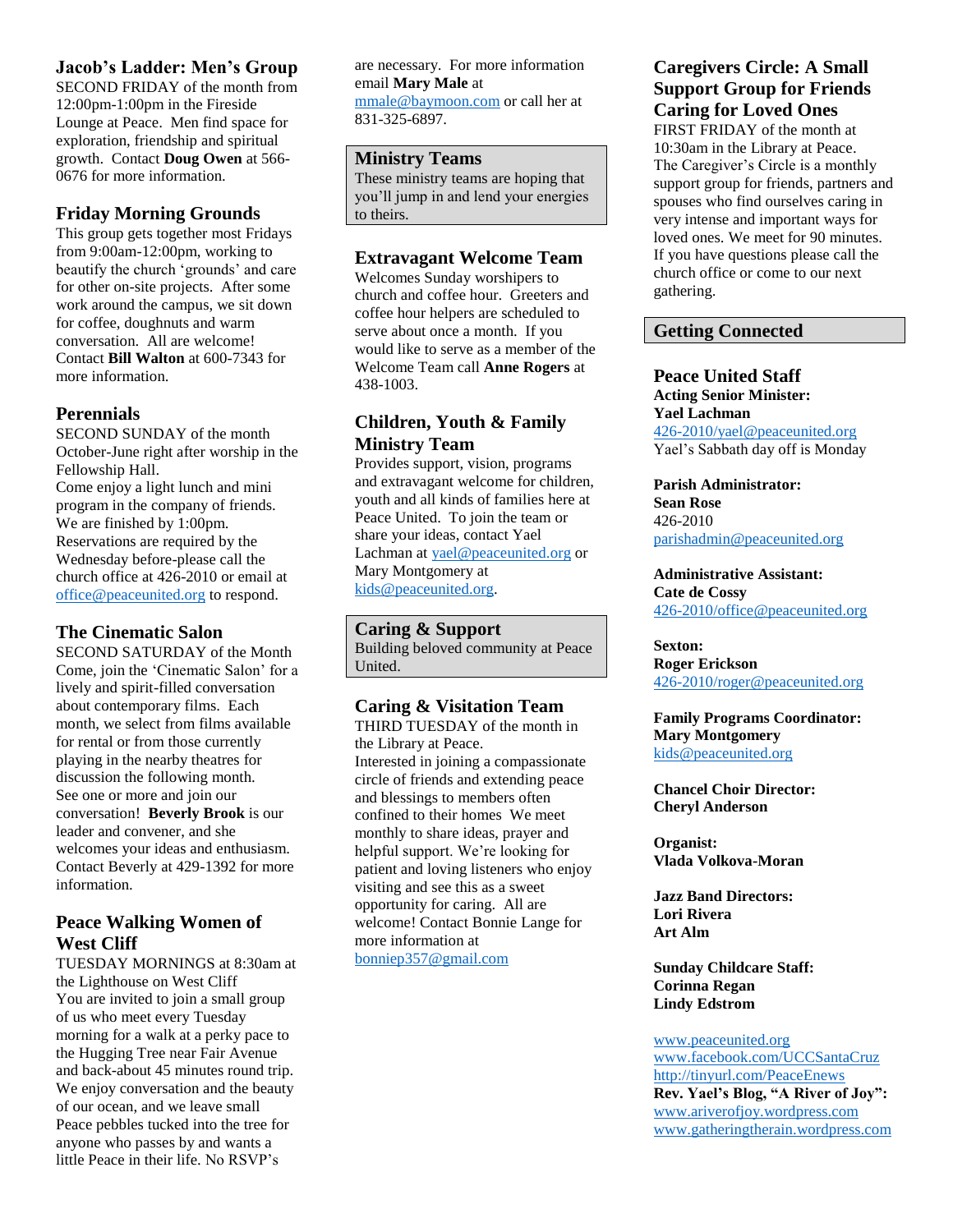## Jacob's Ladder: Men's Group

SECOND FRIDAY of the month from 12:00pm-1:00pm in the Fireside Lounge at Peace. Men find space for exploration, friendship and spiritual growth. Contact **Doug Owen** at 566-0676 for more information.

## Friday Morning Grounds

This group gets together most Fridays from 9:00am-12:00pm, working to beautify the church 'grounds' and care for other on-site projects. After some work around the campus, we sit down for coffee, doughnuts and warm conversation. All are welcome! Contact **Bill Walton** at 600-7343 for more information.

## Perennials

SECOND SUNDAY of the month October-June right after worship in the Fellowship Hall.
Come enjoy a light lunch and mini program in the company of friends. We are finished by 1:00pm. Reservations are required by the Wednesday before-please call the church office at 426-2010 or email at office@peaceunited.org to respond.

## The Cinematic Salon

SECOND SATURDAY of the Month
Come, join the 'Cinematic Salon' for a lively and spirit-filled conversation about contemporary films. Each month, we select from films available for rental or from those currently playing in the nearby theatres for discussion the following month. See one or more and join our conversation! **Beverly Brook** is our leader and convener, and she welcomes your ideas and enthusiasm. Contact Beverly at 429-1392 for more information.

## Peace Walking Women of West Cliff

TUESDAY MORNINGS at 8:30am at the Lighthouse on West Cliff
You are invited to join a small group of us who meet every Tuesday morning for a walk at a perky pace to the Hugging Tree near Fair Avenue and back-about 45 minutes round trip. We enjoy conversation and the beauty of our ocean, and we leave small Peace pebbles tucked into the tree for anyone who passes by and wants a little Peace in their life. No RSVP's are necessary. For more information email **Mary Male** at mmale@baymoon.com or call her at 831-325-6897.

# Ministry Teams

These ministry teams are hoping that you'll jump in and lend your energies to theirs.

## Extravagant Welcome Team

Welcomes Sunday worshipers to church and coffee hour. Greeters and coffee hour helpers are scheduled to serve about once a month. If you would like to serve as a member of the Welcome Team call **Anne Rogers** at 438-1003.

## Children, Youth & Family Ministry Team

Provides support, vision, programs and extravagant welcome for children, youth and all kinds of families here at Peace United. To join the team or share your ideas, contact Yael Lachman at yael@peaceunited.org or Mary Montgomery at kids@peaceunited.org.

# Caring & Support

Building beloved community at Peace United.

## Caring & Visitation Team

THIRD TUESDAY of the month in the Library at Peace.
Interested in joining a compassionate circle of friends and extending peace and blessings to members often confined to their homes We meet monthly to share ideas, prayer and helpful support. We're looking for patient and loving listeners who enjoy visiting and see this as a sweet opportunity for caring. All are welcome! Contact Bonnie Lange for more information at bonniep357@gmail.com

## Caregivers Circle: A Small Support Group for Friends Caring for Loved Ones

FIRST FRIDAY of the month at 10:30am in the Library at Peace.
The Caregiver's Circle is a monthly support group for friends, partners and spouses who find ourselves caring in very intense and important ways for loved ones. We meet for 90 minutes. If you have questions please call the church office or come to our next gathering.

# Getting Connected

## Peace United Staff

**Acting Senior Minister:**
**Yael Lachman**
426-2010/yael@peaceunited.org
Yael's Sabbath day off is Monday

**Parish Administrator:**
**Sean Rose**
426-2010
parishadmin@peaceunited.org

**Administrative Assistant:**
**Cate de Cossy**
426-2010/office@peaceunited.org

**Sexton:**
**Roger Erickson**
426-2010/roger@peaceunited.org

**Family Programs Coordinator:**
**Mary Montgomery**
kids@peaceunited.org

**Chancel Choir Director:**
**Cheryl Anderson**

**Organist:**
**Vlada Volkova-Moran**

**Jazz Band Directors:**
**Lori Rivera**
**Art Alm**

**Sunday Childcare Staff:**
**Corinna Regan**
**Lindy Edstrom**

www.peaceunited.org
www.facebook.com/UCCSantaCruz
http://tinyurl.com/PeaceEnews
**Rev. Yael's Blog, "A River of Joy":**
www.ariverofjoy.wordpress.com
www.gatheringtherain.wordpress.com